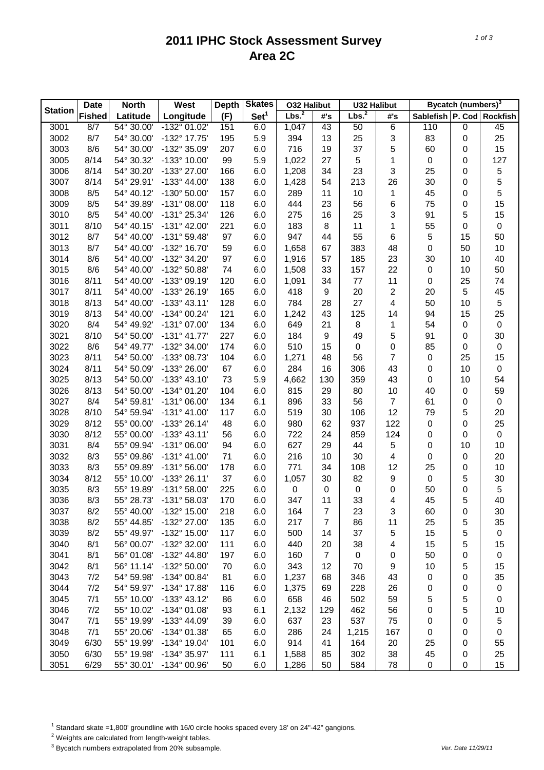# 2011 IPHC Stock Assessment Survey
## Area 2C

| Station | Date | North | West | Depth | Skates | O32 Halibut | | U32 Halibut | | Bycatch (numbers)[3] | | |
|---|---|---|---|---|---|---|---|---|---|---|---|---|
| | Fished | Latitude | Longitude | (F) | Set[1] | Lbs.[2] | #'s | Lbs.[2] | #'s | Sablefish | P. Cod | Rockfish |
| 3001 | 8/7 | 54° 30.00' | -132° 01.02' | 151 | 6.0 | 1,047 | 43 | 50 | 6 | 110 | 0 | 45 |
| 3002 | 8/7 | 54° 30.00' | -132° 17.75' | 195 | 5.9 | 394 | 13 | 25 | 3 | 83 | 0 | 25 |
| 3003 | 8/6 | 54° 30.00' | -132° 35.09' | 207 | 6.0 | 716 | 19 | 37 | 5 | 60 | 0 | 15 |
| 3005 | 8/14 | 54° 30.32' | -133° 10.00' | 99 | 5.9 | 1,022 | 27 | 5 | 1 | 0 | 0 | 127 |
| 3006 | 8/14 | 54° 30.20' | -133° 27.00' | 166 | 6.0 | 1,208 | 34 | 23 | 3 | 25 | 0 | 5 |
| 3007 | 8/14 | 54° 29.91' | -133° 44.00' | 138 | 6.0 | 1,428 | 54 | 213 | 26 | 30 | 0 | 5 |
| 3008 | 8/5 | 54° 40.12' | -130° 50.00' | 157 | 6.0 | 289 | 11 | 10 | 1 | 45 | 0 | 5 |
| 3009 | 8/5 | 54° 39.89' | -131° 08.00' | 118 | 6.0 | 444 | 23 | 56 | 6 | 75 | 0 | 15 |
| 3010 | 8/5 | 54° 40.00' | -131° 25.34' | 126 | 6.0 | 275 | 16 | 25 | 3 | 91 | 5 | 15 |
| 3011 | 8/10 | 54° 40.15' | -131° 42.00' | 221 | 6.0 | 183 | 8 | 11 | 1 | 55 | 0 | 0 |
| 3012 | 8/7 | 54° 40.00' | -131° 59.48' | 97 | 6.0 | 947 | 44 | 55 | 6 | 5 | 15 | 50 |
| 3013 | 8/7 | 54° 40.00' | -132° 16.70' | 59 | 6.0 | 1,658 | 67 | 383 | 48 | 0 | 50 | 10 |
| 3014 | 8/6 | 54° 40.00' | -132° 34.20' | 97 | 6.0 | 1,916 | 57 | 185 | 23 | 30 | 10 | 40 |
| 3015 | 8/6 | 54° 40.00' | -132° 50.88' | 74 | 6.0 | 1,508 | 33 | 157 | 22 | 0 | 10 | 50 |
| 3016 | 8/11 | 54° 40.00' | -133° 09.19' | 120 | 6.0 | 1,091 | 34 | 77 | 11 | 0 | 25 | 74 |
| 3017 | 8/11 | 54° 40.00' | -133° 26.19' | 165 | 6.0 | 418 | 9 | 20 | 2 | 20 | 5 | 45 |
| 3018 | 8/13 | 54° 40.00' | -133° 43.11' | 128 | 6.0 | 784 | 28 | 27 | 4 | 50 | 10 | 5 |
| 3019 | 8/13 | 54° 40.00' | -134° 00.24' | 121 | 6.0 | 1,242 | 43 | 125 | 14 | 94 | 15 | 25 |
| 3020 | 8/4 | 54° 49.92' | -131° 07.00' | 134 | 6.0 | 649 | 21 | 8 | 1 | 54 | 0 | 0 |
| 3021 | 8/10 | 54° 50.00' | -131° 41.77' | 227 | 6.0 | 184 | 9 | 49 | 5 | 91 | 0 | 30 |
| 3022 | 8/6 | 54° 49.77' | -132° 34.00' | 174 | 6.0 | 510 | 15 | 0 | 0 | 85 | 0 | 0 |
| 3023 | 8/11 | 54° 50.00' | -133° 08.73' | 104 | 6.0 | 1,271 | 48 | 56 | 7 | 0 | 25 | 15 |
| 3024 | 8/11 | 54° 50.09' | -133° 26.00' | 67 | 6.0 | 284 | 16 | 306 | 43 | 0 | 10 | 0 |
| 3025 | 8/13 | 54° 50.00' | -133° 43.10' | 73 | 5.9 | 4,662 | 130 | 359 | 43 | 0 | 10 | 54 |
| 3026 | 8/13 | 54° 50.00' | -134° 01.20' | 104 | 6.0 | 815 | 29 | 80 | 10 | 40 | 0 | 59 |
| 3027 | 8/4 | 54° 59.81' | -131° 06.00' | 134 | 6.1 | 896 | 33 | 56 | 7 | 61 | 0 | 0 |
| 3028 | 8/10 | 54° 59.94' | -131° 41.00' | 117 | 6.0 | 519 | 30 | 106 | 12 | 79 | 5 | 20 |
| 3029 | 8/12 | 55° 00.00' | -133° 26.14' | 48 | 6.0 | 980 | 62 | 937 | 122 | 0 | 0 | 25 |
| 3030 | 8/12 | 55° 00.00' | -133° 43.11' | 56 | 6.0 | 722 | 24 | 859 | 124 | 0 | 0 | 0 |
| 3031 | 8/4 | 55° 09.94' | -131° 06.00' | 94 | 6.0 | 627 | 29 | 44 | 5 | 0 | 10 | 10 |
| 3032 | 8/3 | 55° 09.86' | -131° 41.00' | 71 | 6.0 | 216 | 10 | 30 | 4 | 0 | 0 | 20 |
| 3033 | 8/3 | 55° 09.89' | -131° 56.00' | 178 | 6.0 | 771 | 34 | 108 | 12 | 25 | 0 | 10 |
| 3034 | 8/12 | 55° 10.00' | -133° 26.11' | 37 | 6.0 | 1,057 | 30 | 82 | 9 | 0 | 5 | 30 |
| 3035 | 8/3 | 55° 19.89' | -131° 58.00' | 225 | 6.0 | 0 | 0 | 0 | 0 | 50 | 0 | 5 |
| 3036 | 8/3 | 55° 28.73' | -131° 58.03' | 170 | 6.0 | 347 | 11 | 33 | 4 | 45 | 5 | 40 |
| 3037 | 8/2 | 55° 40.00' | -132° 15.00' | 218 | 6.0 | 164 | 7 | 23 | 3 | 60 | 0 | 30 |
| 3038 | 8/2 | 55° 44.85' | -132° 27.00' | 135 | 6.0 | 217 | 7 | 86 | 11 | 25 | 5 | 35 |
| 3039 | 8/2 | 55° 49.97' | -132° 15.00' | 117 | 6.0 | 500 | 14 | 37 | 5 | 15 | 5 | 0 |
| 3040 | 8/1 | 56° 00.07' | -132° 32.00' | 111 | 6.0 | 440 | 20 | 38 | 4 | 15 | 5 | 15 |
| 3041 | 8/1 | 56° 01.08' | -132° 44.80' | 197 | 6.0 | 160 | 7 | 0 | 0 | 50 | 0 | 0 |
| 3042 | 8/1 | 56° 11.14' | -132° 50.00' | 70 | 6.0 | 343 | 12 | 70 | 9 | 10 | 5 | 15 |
| 3043 | 7/2 | 54° 59.98' | -134° 00.84' | 81 | 6.0 | 1,237 | 68 | 346 | 43 | 0 | 0 | 35 |
| 3044 | 7/2 | 54° 59.97' | -134° 17.88' | 116 | 6.0 | 1,375 | 69 | 228 | 26 | 0 | 0 | 0 |
| 3045 | 7/1 | 55° 10.00' | -133° 43.12' | 86 | 6.0 | 658 | 46 | 502 | 59 | 5 | 5 | 0 |
| 3046 | 7/2 | 55° 10.02' | -134° 01.08' | 93 | 6.1 | 2,132 | 129 | 462 | 56 | 0 | 5 | 10 |
| 3047 | 7/1 | 55° 19.99' | -133° 44.09' | 39 | 6.0 | 637 | 23 | 537 | 75 | 0 | 0 | 5 |
| 3048 | 7/1 | 55° 20.06' | -134° 01.38' | 65 | 6.0 | 286 | 24 | 1,215 | 167 | 0 | 0 | 0 |
| 3049 | 6/30 | 55° 19.99' | -134° 19.04' | 101 | 6.0 | 914 | 41 | 164 | 20 | 25 | 0 | 55 |
| 3050 | 6/30 | 55° 19.98' | -134° 35.97' | 111 | 6.1 | 1,588 | 85 | 302 | 38 | 45 | 0 | 25 |
| 3051 | 6/29 | 55° 30.01' | -134° 00.96' | 50 | 6.0 | 1,286 | 50 | 584 | 78 | 0 | 0 | 15 |

[1] Standard skate =1,800' groundline with 16/0 circle hooks spaced every 18' on 24"-42" gangions.

[2] Weights are calculated from length-weight tables.

[3] Bycatch numbers extrapolated from 20% subsample.

*Ver. Date 11/29/11*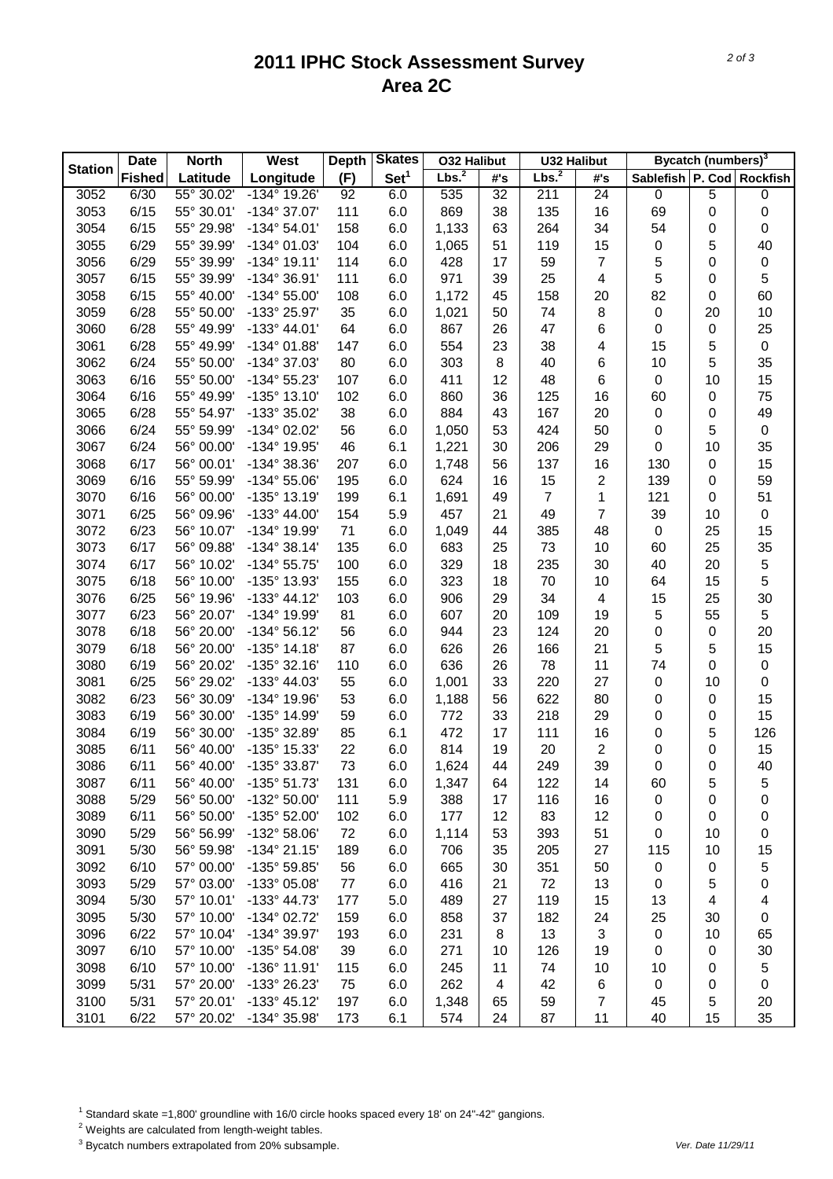# 2011 IPHC Stock Assessment Survey
# Area 2C

| Station | Date | North | West | Depth | Skates | O32 Halibut | | U32 Halibut | | Bycatch (numbers)[3] | | |
|---|---|---|---|---|---|---|---|---|---|---|---|---|
| | Fished | Latitude | Longitude | (F) | Set[1] | Lbs.[2] | #'s | Lbs.[2] | #'s | Sablefish | P. Cod | Rockfish |
| 3052 | 6/30 | 55° 30.02' | -134° 19.26' | 92 | 6.0 | 535 | 32 | 211 | 24 | 0 | 5 | 0 |
| 3053 | 6/15 | 55° 30.01' | -134° 37.07' | 111 | 6.0 | 869 | 38 | 135 | 16 | 69 | 0 | 0 |
| 3054 | 6/15 | 55° 29.98' | -134° 54.01' | 158 | 6.0 | 1,133 | 63 | 264 | 34 | 54 | 0 | 0 |
| 3055 | 6/29 | 55° 39.99' | -134° 01.03' | 104 | 6.0 | 1,065 | 51 | 119 | 15 | 0 | 5 | 40 |
| 3056 | 6/29 | 55° 39.99' | -134° 19.11' | 114 | 6.0 | 428 | 17 | 59 | 7 | 5 | 0 | 0 |
| 3057 | 6/15 | 55° 39.99' | -134° 36.91' | 111 | 6.0 | 971 | 39 | 25 | 4 | 5 | 0 | 5 |
| 3058 | 6/15 | 55° 40.00' | -134° 55.00' | 108 | 6.0 | 1,172 | 45 | 158 | 20 | 82 | 0 | 60 |
| 3059 | 6/28 | 55° 50.00' | -133° 25.97' | 35 | 6.0 | 1,021 | 50 | 74 | 8 | 0 | 20 | 10 |
| 3060 | 6/28 | 55° 49.99' | -133° 44.01' | 64 | 6.0 | 867 | 26 | 47 | 6 | 0 | 0 | 25 |
| 3061 | 6/28 | 55° 49.99' | -134° 01.88' | 147 | 6.0 | 554 | 23 | 38 | 4 | 15 | 5 | 0 |
| 3062 | 6/24 | 55° 50.00' | -134° 37.03' | 80 | 6.0 | 303 | 8 | 40 | 6 | 10 | 5 | 35 |
| 3063 | 6/16 | 55° 50.00' | -134° 55.23' | 107 | 6.0 | 411 | 12 | 48 | 6 | 0 | 10 | 15 |
| 3064 | 6/16 | 55° 49.99' | -135° 13.10' | 102 | 6.0 | 860 | 36 | 125 | 16 | 60 | 0 | 75 |
| 3065 | 6/28 | 55° 54.97' | -133° 35.02' | 38 | 6.0 | 884 | 43 | 167 | 20 | 0 | 0 | 49 |
| 3066 | 6/24 | 55° 59.99' | -134° 02.02' | 56 | 6.0 | 1,050 | 53 | 424 | 50 | 0 | 5 | 0 |
| 3067 | 6/24 | 56° 00.00' | -134° 19.95' | 46 | 6.1 | 1,221 | 30 | 206 | 29 | 0 | 10 | 35 |
| 3068 | 6/17 | 56° 00.01' | -134° 38.36' | 207 | 6.0 | 1,748 | 56 | 137 | 16 | 130 | 0 | 15 |
| 3069 | 6/16 | 55° 59.99' | -134° 55.06' | 195 | 6.0 | 624 | 16 | 15 | 2 | 139 | 0 | 59 |
| 3070 | 6/16 | 56° 00.00' | -135° 13.19' | 199 | 6.1 | 1,691 | 49 | 7 | 1 | 121 | 0 | 51 |
| 3071 | 6/25 | 56° 09.96' | -133° 44.00' | 154 | 5.9 | 457 | 21 | 49 | 7 | 39 | 10 | 0 |
| 3072 | 6/23 | 56° 10.07' | -134° 19.99' | 71 | 6.0 | 1,049 | 44 | 385 | 48 | 0 | 25 | 15 |
| 3073 | 6/17 | 56° 09.88' | -134° 38.14' | 135 | 6.0 | 683 | 25 | 73 | 10 | 60 | 25 | 35 |
| 3074 | 6/17 | 56° 10.02' | -134° 55.75' | 100 | 6.0 | 329 | 18 | 235 | 30 | 40 | 20 | 5 |
| 3075 | 6/18 | 56° 10.00' | -135° 13.93' | 155 | 6.0 | 323 | 18 | 70 | 10 | 64 | 15 | 5 |
| 3076 | 6/25 | 56° 19.96' | -133° 44.12' | 103 | 6.0 | 906 | 29 | 34 | 4 | 15 | 25 | 30 |
| 3077 | 6/23 | 56° 20.07' | -134° 19.99' | 81 | 6.0 | 607 | 20 | 109 | 19 | 5 | 55 | 5 |
| 3078 | 6/18 | 56° 20.00' | -134° 56.12' | 56 | 6.0 | 944 | 23 | 124 | 20 | 0 | 0 | 20 |
| 3079 | 6/18 | 56° 20.00' | -135° 14.18' | 87 | 6.0 | 626 | 26 | 166 | 21 | 5 | 5 | 15 |
| 3080 | 6/19 | 56° 20.02' | -135° 32.16' | 110 | 6.0 | 636 | 26 | 78 | 11 | 74 | 0 | 0 |
| 3081 | 6/25 | 56° 29.02' | -133° 44.03' | 55 | 6.0 | 1,001 | 33 | 220 | 27 | 0 | 10 | 0 |
| 3082 | 6/23 | 56° 30.09' | -134° 19.96' | 53 | 6.0 | 1,188 | 56 | 622 | 80 | 0 | 0 | 15 |
| 3083 | 6/19 | 56° 30.00' | -135° 14.99' | 59 | 6.0 | 772 | 33 | 218 | 29 | 0 | 0 | 15 |
| 3084 | 6/19 | 56° 30.00' | -135° 32.89' | 85 | 6.1 | 472 | 17 | 111 | 16 | 0 | 5 | 126 |
| 3085 | 6/11 | 56° 40.00' | -135° 15.33' | 22 | 6.0 | 814 | 19 | 20 | 2 | 0 | 0 | 15 |
| 3086 | 6/11 | 56° 40.00' | -135° 33.87' | 73 | 6.0 | 1,624 | 44 | 249 | 39 | 0 | 0 | 40 |
| 3087 | 6/11 | 56° 40.00' | -135° 51.73' | 131 | 6.0 | 1,347 | 64 | 122 | 14 | 60 | 5 | 5 |
| 3088 | 5/29 | 56° 50.00' | -132° 50.00' | 111 | 5.9 | 388 | 17 | 116 | 16 | 0 | 0 | 0 |
| 3089 | 6/11 | 56° 50.00' | -135° 52.00' | 102 | 6.0 | 177 | 12 | 83 | 12 | 0 | 0 | 0 |
| 3090 | 5/29 | 56° 56.99' | -132° 58.06' | 72 | 6.0 | 1,114 | 53 | 393 | 51 | 0 | 10 | 0 |
| 3091 | 5/30 | 56° 59.98' | -134° 21.15' | 189 | 6.0 | 706 | 35 | 205 | 27 | 115 | 10 | 15 |
| 3092 | 6/10 | 57° 00.00' | -135° 59.85' | 56 | 6.0 | 665 | 30 | 351 | 50 | 0 | 0 | 5 |
| 3093 | 5/29 | 57° 03.00' | -133° 05.08' | 77 | 6.0 | 416 | 21 | 72 | 13 | 0 | 5 | 0 |
| 3094 | 5/30 | 57° 10.01' | -133° 44.73' | 177 | 5.0 | 489 | 27 | 119 | 15 | 13 | 4 | 4 |
| 3095 | 5/30 | 57° 10.00' | -134° 02.72' | 159 | 6.0 | 858 | 37 | 182 | 24 | 25 | 30 | 0 |
| 3096 | 6/22 | 57° 10.04' | -134° 39.97' | 193 | 6.0 | 231 | 8 | 13 | 3 | 0 | 10 | 65 |
| 3097 | 6/10 | 57° 10.00' | -135° 54.08' | 39 | 6.0 | 271 | 10 | 126 | 19 | 0 | 0 | 30 |
| 3098 | 6/10 | 57° 10.00' | -136° 11.91' | 115 | 6.0 | 245 | 11 | 74 | 10 | 10 | 0 | 5 |
| 3099 | 5/31 | 57° 20.00' | -133° 26.23' | 75 | 6.0 | 262 | 4 | 42 | 6 | 0 | 0 | 0 |
| 3100 | 5/31 | 57° 20.01' | -133° 45.12' | 197 | 6.0 | 1,348 | 65 | 59 | 7 | 45 | 5 | 20 |
| 3101 | 6/22 | 57° 20.02' | -134° 35.98' | 173 | 6.1 | 574 | 24 | 87 | 11 | 40 | 15 | 35 |

[1] Standard skate =1,800' groundline with 16/0 circle hooks spaced every 18' on 24"-42" gangions.

[2] Weights are calculated from length-weight tables.

[3] Bycatch numbers extrapolated from 20% subsample.

*Ver. Date 11/29/11*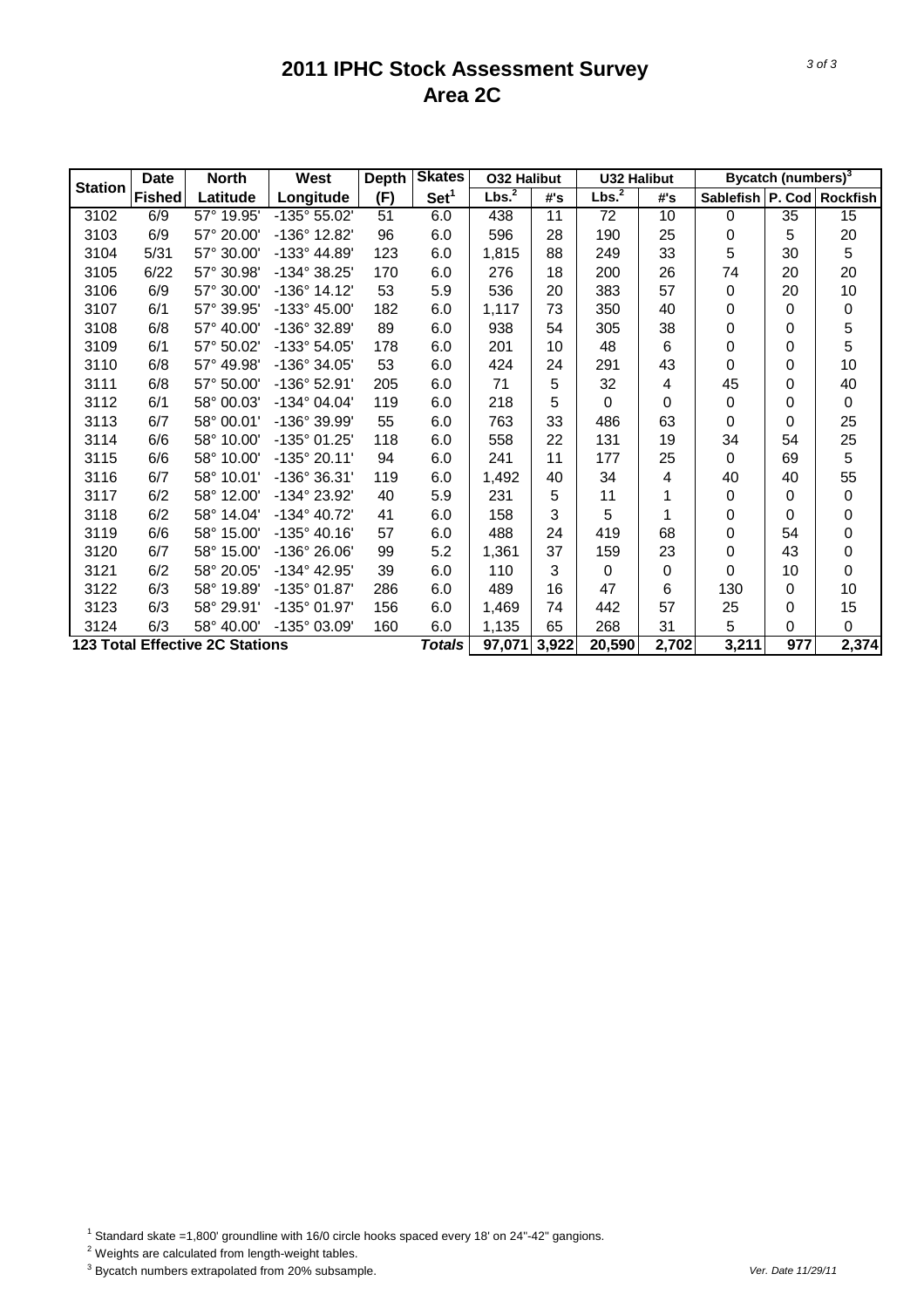# 2011 IPHC Stock Assessment Survey
## Area 2C

| Station | Date Fished | North Latitude | West Longitude | Depth (F) | Skates Set[1] | O32 Halibut | | U32 Halibut | | Bycatch (numbers)[3] | | |
|---|---|---|---|---|---|---|---|---|---|---|---|---|
| | | | | | | Lbs.[2] | #'s | Lbs.[2] | #'s | Sablefish | P. Cod | Rockfish |
| 3102 | 6/9 | 57° 19.95' | -135° 55.02' | 51 | 6.0 | 438 | 11 | 72 | 10 | 0 | 35 | 15 |
| 3103 | 6/9 | 57° 20.00' | -136° 12.82' | 96 | 6.0 | 596 | 28 | 190 | 25 | 0 | 5 | 20 |
| 3104 | 5/31 | 57° 30.00' | -133° 44.89' | 123 | 6.0 | 1,815 | 88 | 249 | 33 | 5 | 30 | 5 |
| 3105 | 6/22 | 57° 30.98' | -134° 38.25' | 170 | 6.0 | 276 | 18 | 200 | 26 | 74 | 20 | 20 |
| 3106 | 6/9 | 57° 30.00' | -136° 14.12' | 53 | 5.9 | 536 | 20 | 383 | 57 | 0 | 20 | 10 |
| 3107 | 6/1 | 57° 39.95' | -133° 45.00' | 182 | 6.0 | 1,117 | 73 | 350 | 40 | 0 | 0 | 0 |
| 3108 | 6/8 | 57° 40.00' | -136° 32.89' | 89 | 6.0 | 938 | 54 | 305 | 38 | 0 | 0 | 5 |
| 3109 | 6/1 | 57° 50.02' | -133° 54.05' | 178 | 6.0 | 201 | 10 | 48 | 6 | 0 | 0 | 5 |
| 3110 | 6/8 | 57° 49.98' | -136° 34.05' | 53 | 6.0 | 424 | 24 | 291 | 43 | 0 | 0 | 10 |
| 3111 | 6/8 | 57° 50.00' | -136° 52.91' | 205 | 6.0 | 71 | 5 | 32 | 4 | 45 | 0 | 40 |
| 3112 | 6/1 | 58° 00.03' | -134° 04.04' | 119 | 6.0 | 218 | 5 | 0 | 0 | 0 | 0 | 0 |
| 3113 | 6/7 | 58° 00.01' | -136° 39.99' | 55 | 6.0 | 763 | 33 | 486 | 63 | 0 | 0 | 25 |
| 3114 | 6/6 | 58° 10.00' | -135° 01.25' | 118 | 6.0 | 558 | 22 | 131 | 19 | 34 | 54 | 25 |
| 3115 | 6/6 | 58° 10.00' | -135° 20.11' | 94 | 6.0 | 241 | 11 | 177 | 25 | 0 | 69 | 5 |
| 3116 | 6/7 | 58° 10.01' | -136° 36.31' | 119 | 6.0 | 1,492 | 40 | 34 | 4 | 40 | 40 | 55 |
| 3117 | 6/2 | 58° 12.00' | -134° 23.92' | 40 | 5.9 | 231 | 5 | 11 | 1 | 0 | 0 | 0 |
| 3118 | 6/2 | 58° 14.04' | -134° 40.72' | 41 | 6.0 | 158 | 3 | 5 | 1 | 0 | 0 | 0 |
| 3119 | 6/6 | 58° 15.00' | -135° 40.16' | 57 | 6.0 | 488 | 24 | 419 | 68 | 0 | 54 | 0 |
| 3120 | 6/7 | 58° 15.00' | -136° 26.06' | 99 | 5.2 | 1,361 | 37 | 159 | 23 | 0 | 43 | 0 |
| 3121 | 6/2 | 58° 20.05' | -134° 42.95' | 39 | 6.0 | 110 | 3 | 0 | 0 | 0 | 10 | 0 |
| 3122 | 6/3 | 58° 19.89' | -135° 01.87' | 286 | 6.0 | 489 | 16 | 47 | 6 | 130 | 0 | 10 |
| 3123 | 6/3 | 58° 29.91' | -135° 01.97' | 156 | 6.0 | 1,469 | 74 | 442 | 57 | 25 | 0 | 15 |
| 3124 | 6/3 | 58° 40.00' | -135° 03.09' | 160 | 6.0 | 1,135 | 65 | 268 | 31 | 5 | 0 | 0 |
| **123 Total Effective 2C Stations** | | | | | ***Totals*** | **97,071** | **3,922** | **20,590** | **2,702** | **3,211** | **977** | **2,374** |

[1] Standard skate =1,800' groundline with 16/0 circle hooks spaced every 18' on 24"-42" gangions.

[2] Weights are calculated from length-weight tables.

[3] Bycatch numbers extrapolated from 20% subsample.

*Ver. Date 11/29/11*